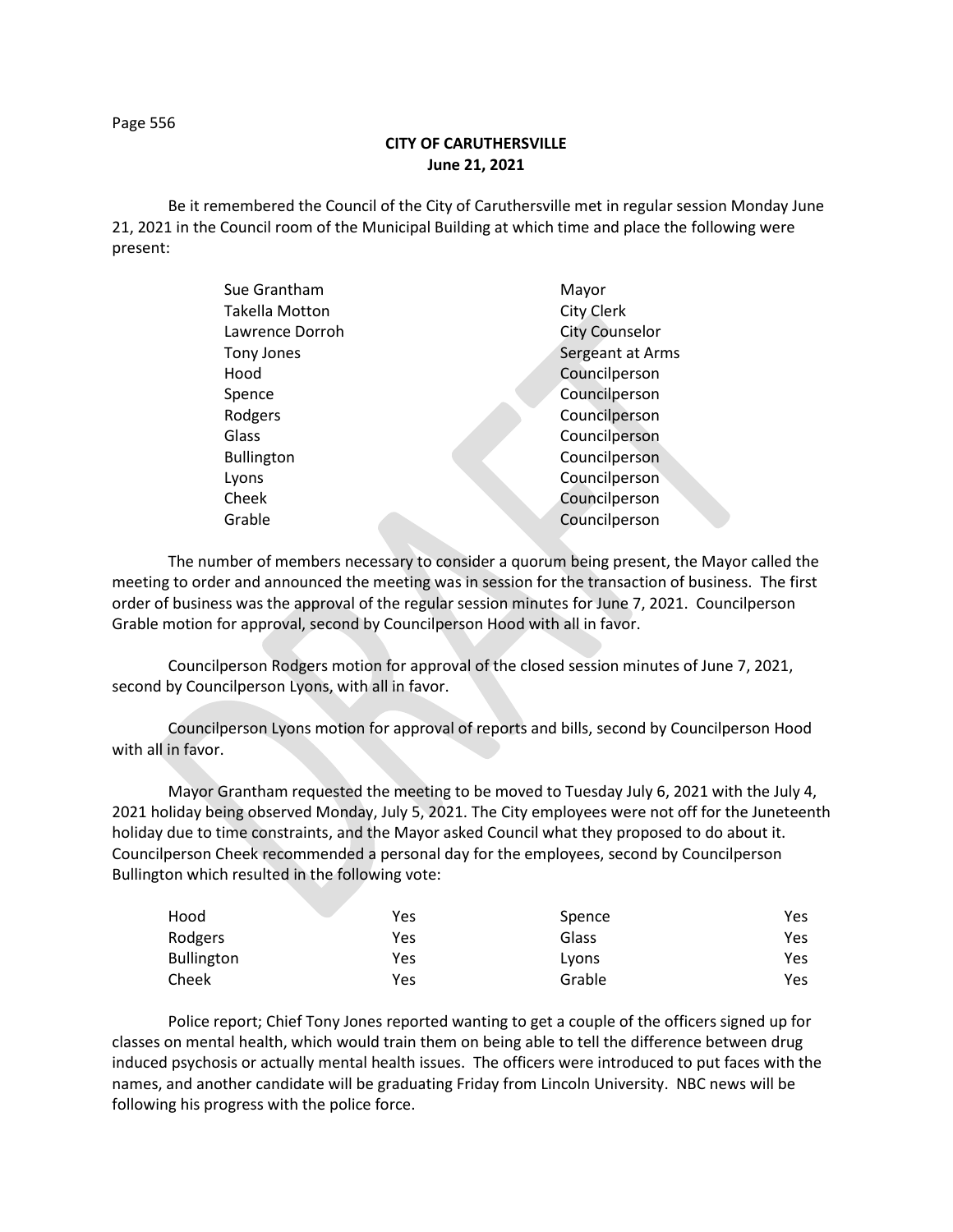**CITY OF CARUTHERSVILLE**
**June 21, 2021**

Be it remembered the Council of the City of Caruthersville met in regular session Monday June 21, 2021 in the Council room of the Municipal Building at which time and place the following were present:

| | |
|---|---|
| Sue Grantham | Mayor |
| Takella Motton | City Clerk |
| Lawrence Dorroh | City Counselor |
| Tony Jones | Sergeant at Arms |
| Hood | Councilperson |
| Spence | Councilperson |
| Rodgers | Councilperson |
| Glass | Councilperson |
| Bullington | Councilperson |
| Lyons | Councilperson |
| Cheek | Councilperson |
| Grable | Councilperson |

The number of members necessary to consider a quorum being present, the Mayor called the meeting to order and announced the meeting was in session for the transaction of business. The first order of business was the approval of the regular session minutes for June 7, 2021. Councilperson Grable motion for approval, second by Councilperson Hood with all in favor.

Councilperson Rodgers motion for approval of the closed session minutes of June 7, 2021, second by Councilperson Lyons, with all in favor.

Councilperson Lyons motion for approval of reports and bills, second by Councilperson Hood with all in favor.

Mayor Grantham requested the meeting to be moved to Tuesday July 6, 2021 with the July 4, 2021 holiday being observed Monday, July 5, 2021. The City employees were not off for the Juneteenth holiday due to time constraints, and the Mayor asked Council what they proposed to do about it. Councilperson Cheek recommended a personal day for the employees, second by Councilperson Bullington which resulted in the following vote:

| | | | |
|---|---|---|---|
| Hood | Yes | Spence | Yes |
| Rodgers | Yes | Glass | Yes |
| Bullington | Yes | Lyons | Yes |
| Cheek | Yes | Grable | Yes |

Police report; Chief Tony Jones reported wanting to get a couple of the officers signed up for classes on mental health, which would train them on being able to tell the difference between drug induced psychosis or actually mental health issues. The officers were introduced to put faces with the names, and another candidate will be graduating Friday from Lincoln University. NBC news will be following his progress with the police force.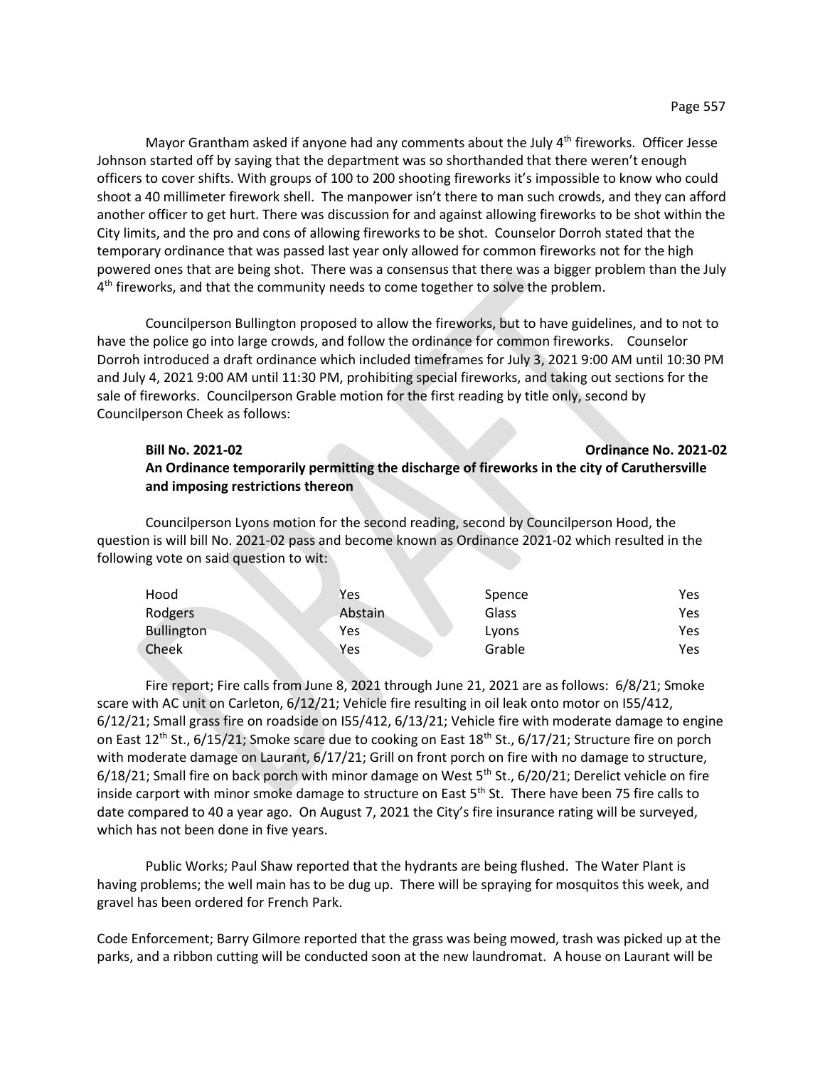Mayor Grantham asked if anyone had any comments about the July 4th fireworks. Officer Jesse Johnson started off by saying that the department was so shorthanded that there weren't enough officers to cover shifts. With groups of 100 to 200 shooting fireworks it's impossible to know who could shoot a 40 millimeter firework shell. The manpower isn't there to man such crowds, and they can afford another officer to get hurt. There was discussion for and against allowing fireworks to be shot within the City limits, and the pro and cons of allowing fireworks to be shot. Counselor Dorroh stated that the temporary ordinance that was passed last year only allowed for common fireworks not for the high powered ones that are being shot. There was a consensus that there was a bigger problem than the July 4th fireworks, and that the community needs to come together to solve the problem.

Councilperson Bullington proposed to allow the fireworks, but to have guidelines, and to not to have the police go into large crowds, and follow the ordinance for common fireworks. Counselor Dorroh introduced a draft ordinance which included timeframes for July 3, 2021 9:00 AM until 10:30 PM and July 4, 2021 9:00 AM until 11:30 PM, prohibiting special fireworks, and taking out sections for the sale of fireworks. Councilperson Grable motion for the first reading by title only, second by Councilperson Cheek as follows:

**Bill No. 2021-02 Ordinance No. 2021-02**
**An Ordinance temporarily permitting the discharge of fireworks in the city of Caruthersville and imposing restrictions thereon**

Councilperson Lyons motion for the second reading, second by Councilperson Hood, the question is will bill No. 2021-02 pass and become known as Ordinance 2021-02 which resulted in the following vote on said question to wit:

| | | | |
|---|---|---|---|
| Hood | Yes | Spence | Yes |
| Rodgers | Abstain | Glass | Yes |
| Bullington | Yes | Lyons | Yes |
| Cheek | Yes | Grable | Yes |

Fire report; Fire calls from June 8, 2021 through June 21, 2021 are as follows: 6/8/21; Smoke scare with AC unit on Carleton, 6/12/21; Vehicle fire resulting in oil leak onto motor on I55/412, 6/12/21; Small grass fire on roadside on I55/412, 6/13/21; Vehicle fire with moderate damage to engine on East 12th St., 6/15/21; Smoke scare due to cooking on East 18th St., 6/17/21; Structure fire on porch with moderate damage on Laurant, 6/17/21; Grill on front porch on fire with no damage to structure, 6/18/21; Small fire on back porch with minor damage on West 5th St., 6/20/21; Derelict vehicle on fire inside carport with minor smoke damage to structure on East 5th St. There have been 75 fire calls to date compared to 40 a year ago. On August 7, 2021 the City's fire insurance rating will be surveyed, which has not been done in five years.

Public Works; Paul Shaw reported that the hydrants are being flushed. The Water Plant is having problems; the well main has to be dug up. There will be spraying for mosquitos this week, and gravel has been ordered for French Park.

Code Enforcement; Barry Gilmore reported that the grass was being mowed, trash was picked up at the parks, and a ribbon cutting will be conducted soon at the new laundromat. A house on Laurant will be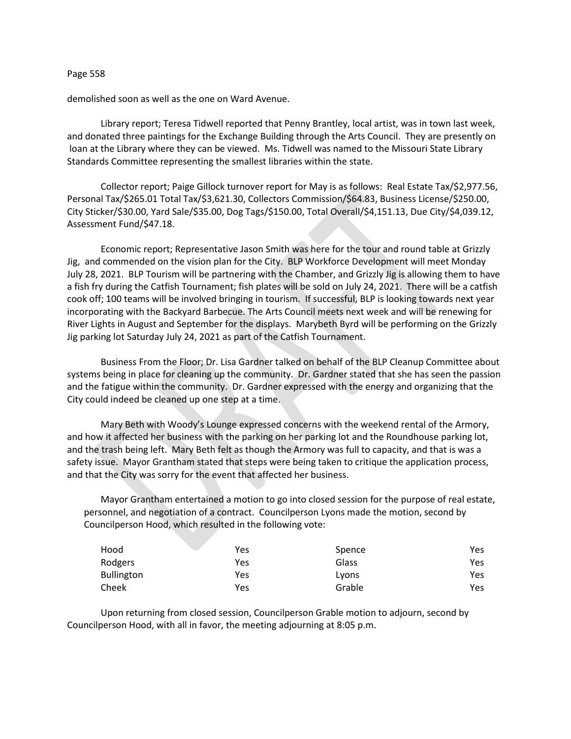demolished soon as well as the one on Ward Avenue.

Library report; Teresa Tidwell reported that Penny Brantley, local artist, was in town last week, and donated three paintings for the Exchange Building through the Arts Council. They are presently on loan at the Library where they can be viewed. Ms. Tidwell was named to the Missouri State Library Standards Committee representing the smallest libraries within the state.

Collector report; Paige Gillock turnover report for May is as follows: Real Estate Tax/$2,977.56, Personal Tax/$265.01 Total Tax/$3,621.30, Collectors Commission/$64.83, Business License/$250.00, City Sticker/$30.00, Yard Sale/$35.00, Dog Tags/$150.00, Total Overall/$4,151.13, Due City/$4,039.12, Assessment Fund/$47.18.

Economic report; Representative Jason Smith was here for the tour and round table at Grizzly Jig, and commended on the vision plan for the City. BLP Workforce Development will meet Monday July 28, 2021. BLP Tourism will be partnering with the Chamber, and Grizzly Jig is allowing them to have a fish fry during the Catfish Tournament; fish plates will be sold on July 24, 2021. There will be a catfish cook off; 100 teams will be involved bringing in tourism. If successful, BLP is looking towards next year incorporating with the Backyard Barbecue. The Arts Council meets next week and will be renewing for River Lights in August and September for the displays. Marybeth Byrd will be performing on the Grizzly Jig parking lot Saturday July 24, 2021 as part of the Catfish Tournament.

Business From the Floor; Dr. Lisa Gardner talked on behalf of the BLP Cleanup Committee about systems being in place for cleaning up the community. Dr. Gardner stated that she has seen the passion and the fatigue within the community. Dr. Gardner expressed with the energy and organizing that the City could indeed be cleaned up one step at a time.

Mary Beth with Woody's Lounge expressed concerns with the weekend rental of the Armory, and how it affected her business with the parking on her parking lot and the Roundhouse parking lot, and the trash being left. Mary Beth felt as though the Armory was full to capacity, and that is was a safety issue. Mayor Grantham stated that steps were being taken to critique the application process, and that the City was sorry for the event that affected her business.

Mayor Grantham entertained a motion to go into closed session for the purpose of real estate, personnel, and negotiation of a contract. Councilperson Lyons made the motion, second by Councilperson Hood, which resulted in the following vote:

| | | | |
|---|---|---|---|
| Hood | Yes | Spence | Yes |
| Rodgers | Yes | Glass | Yes |
| Bullington | Yes | Lyons | Yes |
| Cheek | Yes | Grable | Yes |

Upon returning from closed session, Councilperson Grable motion to adjourn, second by Councilperson Hood, with all in favor, the meeting adjourning at 8:05 p.m.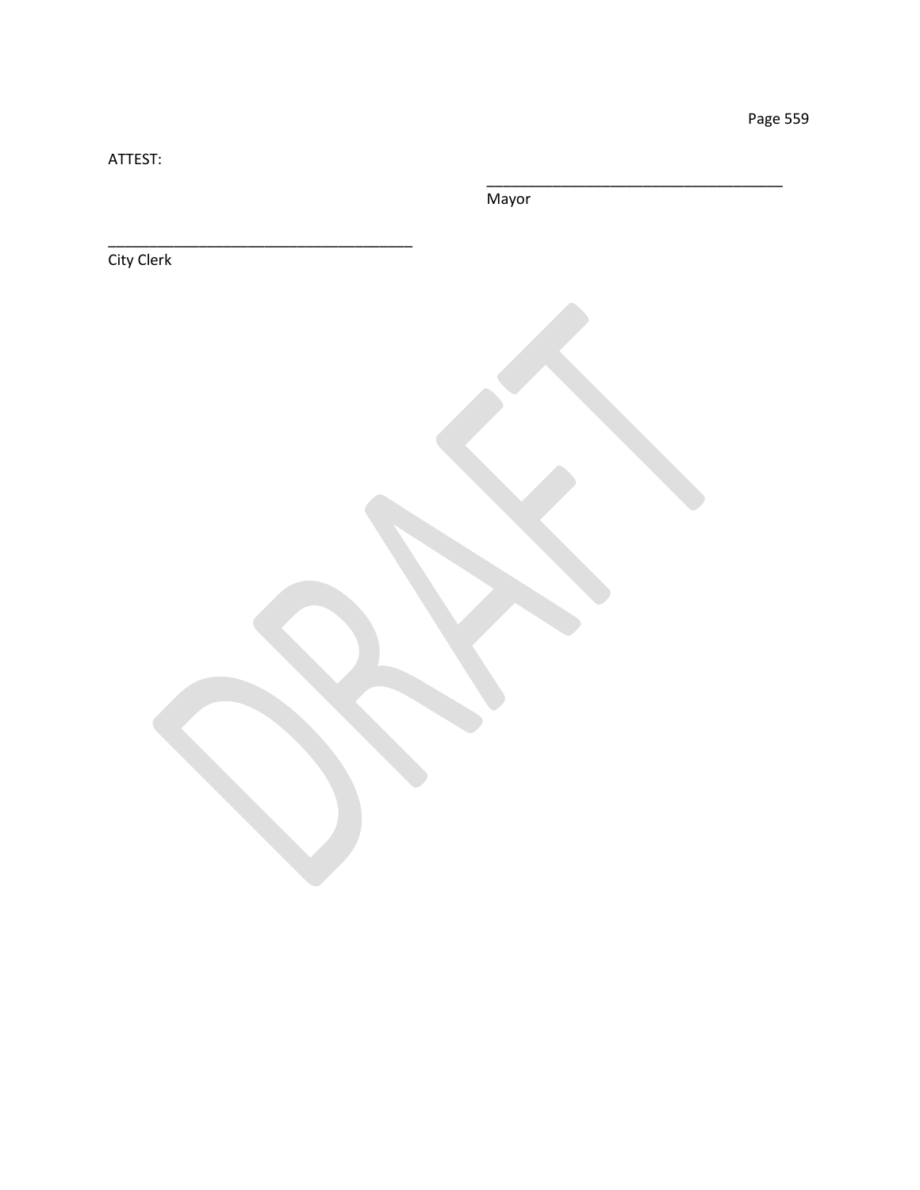ATTEST:

\_\_\_\_\_\_\_\_\_\_\_\_\_\_\_\_\_\_\_\_\_\_\_\_\_\_\_\_\_\_\_\_\_\_\_\_

Mayor

\_\_\_\_\_\_\_\_\_\_\_\_\_\_\_\_\_\_\_\_\_\_\_\_\_\_\_\_\_\_\_\_\_\_\_\_

City Clerk

DRAFT